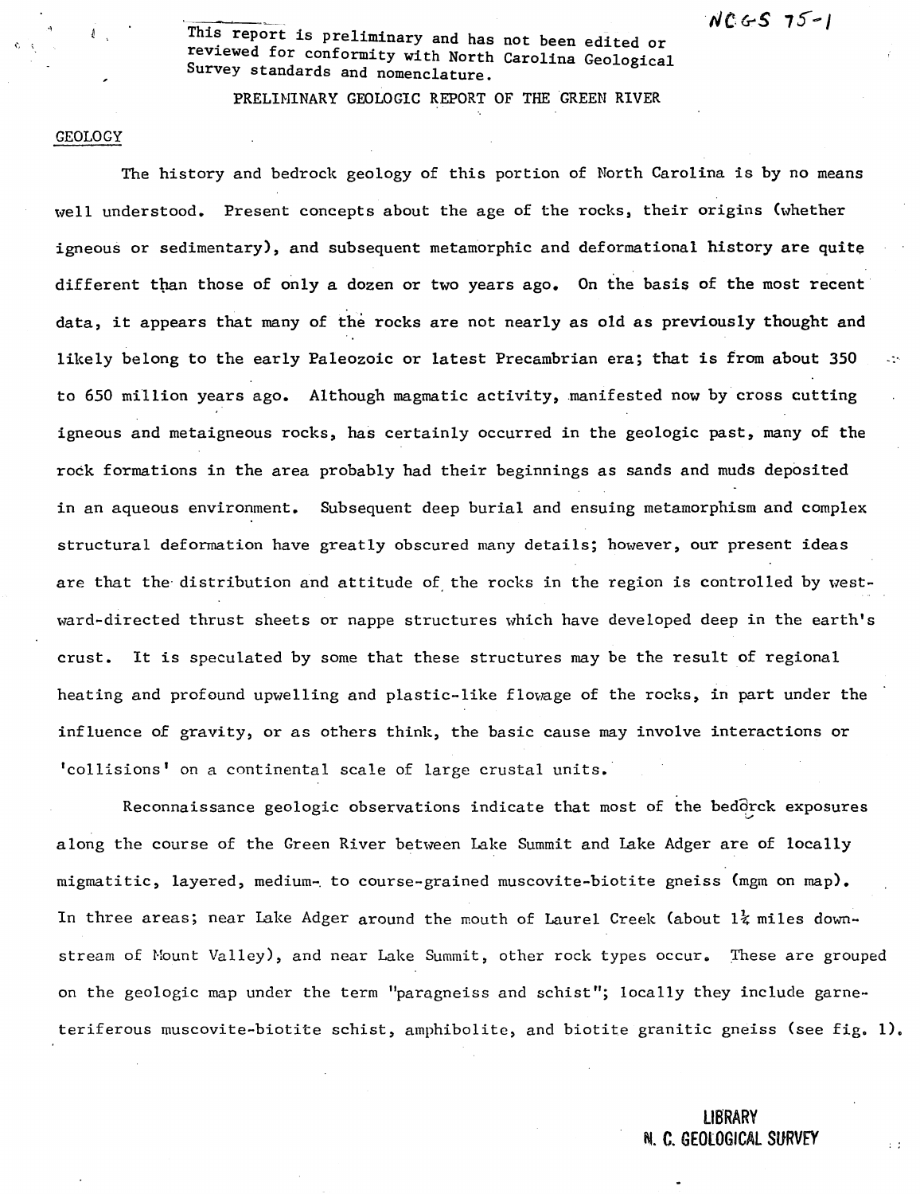NCGS 75-1

This report is preliminary and has not been edited or reviewed for conformity with North Carolina Geological Survey standards and nomenclature.

# PRELIMINARY GEOLOGIC REPORT OF THE GREEN RIVER

## GEOLOGY

The history and bedrock geology of this portion of North Carolina is by no means well understood. Present concepts about the age of the rocks, their origins (whether igneous or sedimentary), and subsequent metamorphic and deformational history are quite different than those of only a dozen or two years ago. On the basis of the most recent data, it appears that many of the rocks are not nearly as old as previously thought and likely belong to the early Paleozoic or latest Precambrian era; that is from about 350 to 650 million years ago. Although magmatic activity, manifested now by cross cutting igneous and metaigneous rocks, has certainly occurred in the geologic past, many of the rock formations in the area probably had their beginnings as sands and muds deposited in an aqueous environment. Subsequent deep burial and ensuing metamorphism and complex structural deformation have greatly obscured many details; however, our present ideas are that the distribution and attitude of the rocks in the region is controlled by westward-directed thrust sheets or nappe structures which have developed deep in the earth's crust. It is speculated by some that these structures may be the result of regional heating and profound upwelling and plastic-like flowage of the rocks, in part under the influence of gravity, or as others think, the basic cause may involve interactions or 'collisions' on a continental scale of large crustal units.

Reconnaissance geologic observations indicate that most of the bedrock exposures along the course of the Green River between Lake Summit and Lake Adger are of locally migmatitic, layered, medium- to course-grained muscovite-biotite gneiss (mgm on map). In three areas; near Lake Adger around the mouth of Laurel Creek (about 1¼ miles downstream of Mount Valley), and near Lake Summit, other rock types occur. These are grouped on the geologic map under the term "paragneiss and schist"; locally they include garneteriferous muscovite-biotite schist, amphibolite, and biotite granitic gneiss (see fig. 1).

LIBRARY
N. C. GEOLOGICAL SURVEY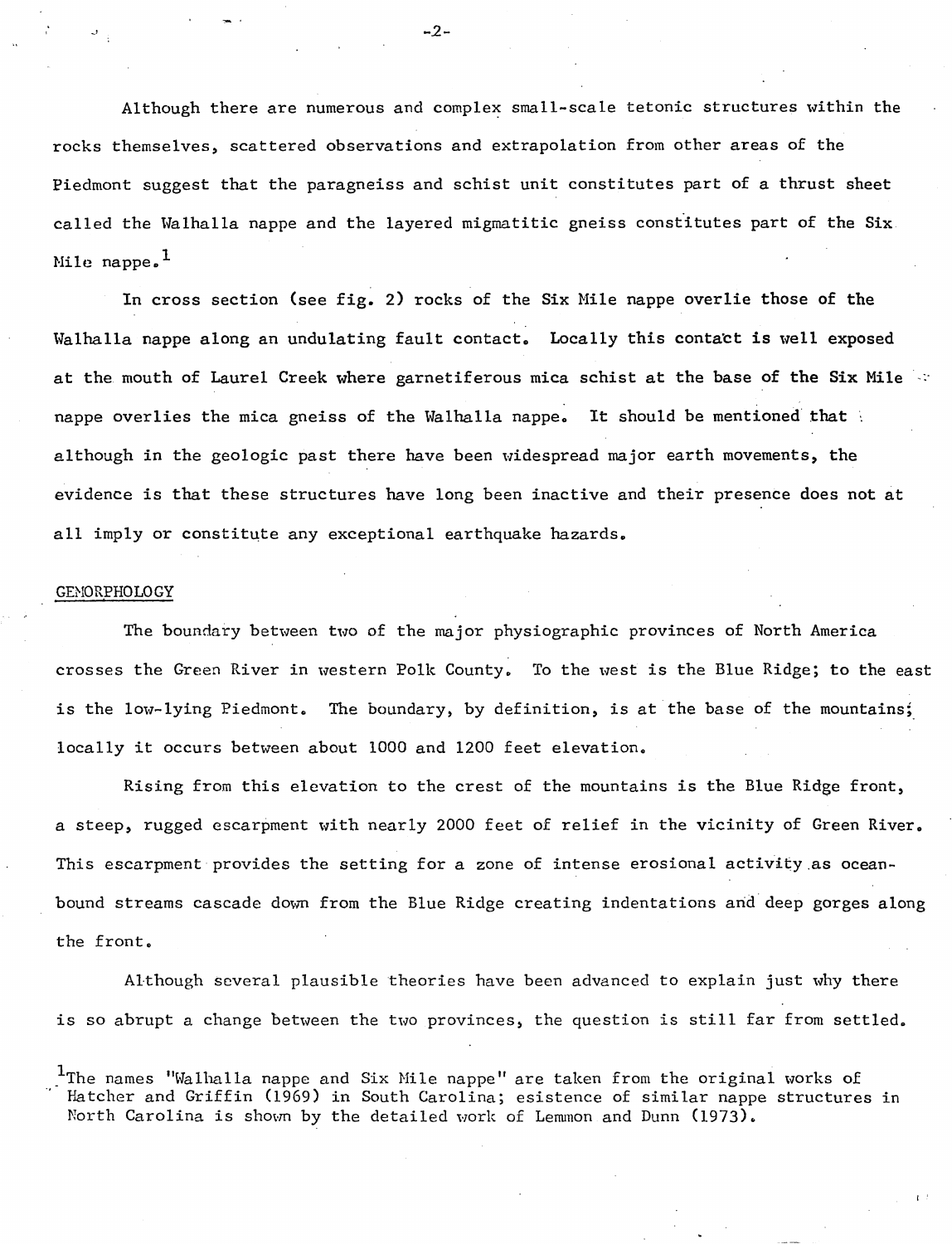Although there are numerous and complex small-scale tetonic structures within the rocks themselves, scattered observations and extrapolation from other areas of the Piedmont suggest that the paragneiss and schist unit constitutes part of a thrust sheet called the Walhalla nappe and the layered migmatitic gneiss constitutes part of the Six Mile nappe.[1]

In cross section (see fig. 2) rocks of the Six Mile nappe overlie those of the Walhalla nappe along an undulating fault contact. Locally this contact is well exposed at the mouth of Laurel Creek where garnetiferous mica schist at the base of the Six Mile nappe overlies the mica gneiss of the Walhalla nappe. It should be mentioned that although in the geologic past there have been widespread major earth movements, the evidence is that these structures have long been inactive and their presence does not at all imply or constitute any exceptional earthquake hazards.

## GEMORPHOLOGY

The boundary between two of the major physiographic provinces of North America crosses the Green River in western Polk County. To the west is the Blue Ridge; to the east is the low-lying Piedmont. The boundary, by definition, is at the base of the mountains; locally it occurs between about 1000 and 1200 feet elevation.

Rising from this elevation to the crest of the mountains is the Blue Ridge front, a steep, rugged escarpment with nearly 2000 feet of relief in the vicinity of Green River. This escarpment provides the setting for a zone of intense erosional activity as ocean-bound streams cascade down from the Blue Ridge creating indentations and deep gorges along the front.

Although several plausible theories have been advanced to explain just why there is so abrupt a change between the two provinces, the question is still far from settled.

[1] The names "Walhalla nappe and Six Mile nappe" are taken from the original works of Hatcher and Griffin (1969) in South Carolina; esistence of similar nappe structures in North Carolina is shown by the detailed work of Lemmon and Dunn (1973).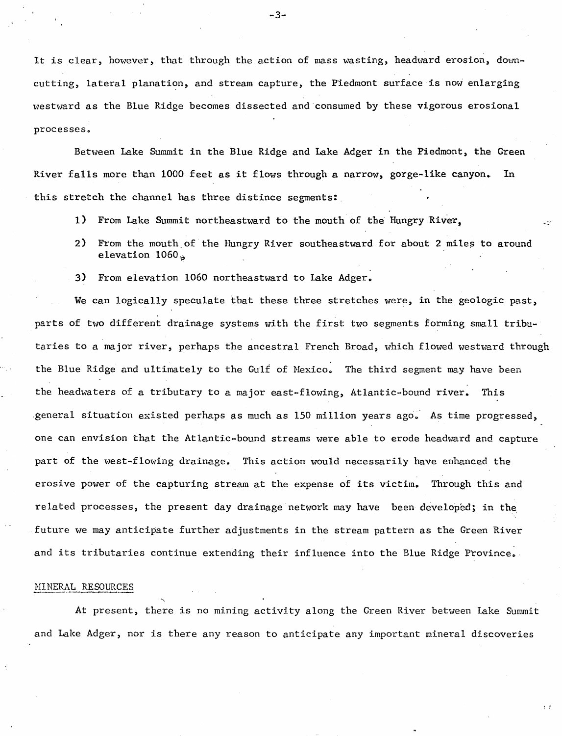It is clear, however, that through the action of mass wasting, headward erosion, downcutting, lateral planation, and stream capture, the Piedmont surface is now enlarging westward as the Blue Ridge becomes dissected and consumed by these vigorous erosional processes.

Between Lake Summit in the Blue Ridge and Lake Adger in the Piedmont, the Green River falls more than 1000 feet as it flows through a narrow, gorge-like canyon. In this stretch the channel has three distince segments:

1) From Lake Summit northeastward to the mouth of the Hungry River,
2) From the mouth of the Hungry River southeastward for about 2 miles to around elevation 1060,
3) From elevation 1060 northeastward to Lake Adger.

We can logically speculate that these three stretches were, in the geologic past, parts of two different drainage systems with the first two segments forming small tributaries to a major river, perhaps the ancestral French Broad, which flowed westward through the Blue Ridge and ultimately to the Gulf of Mexico. The third segment may have been the headwaters of a tributary to a major east-flowing, Atlantic-bound river. This general situation existed perhaps as much as 150 million years ago. As time progressed, one can envision that the Atlantic-bound streams were able to erode headward and capture part of the west-flowing drainage. This action would necessarily have enhanced the erosive power of the capturing stream at the expense of its victim. Through this and related processes, the present day drainage network may have been developed; in the future we may anticipate further adjustments in the stream pattern as the Green River and its tributaries continue extending their influence into the Blue Ridge Province.

## MINERAL RESOURCES

At present, there is no mining activity along the Green River between Lake Summit and Lake Adger, nor is there any reason to anticipate any important mineral discoveries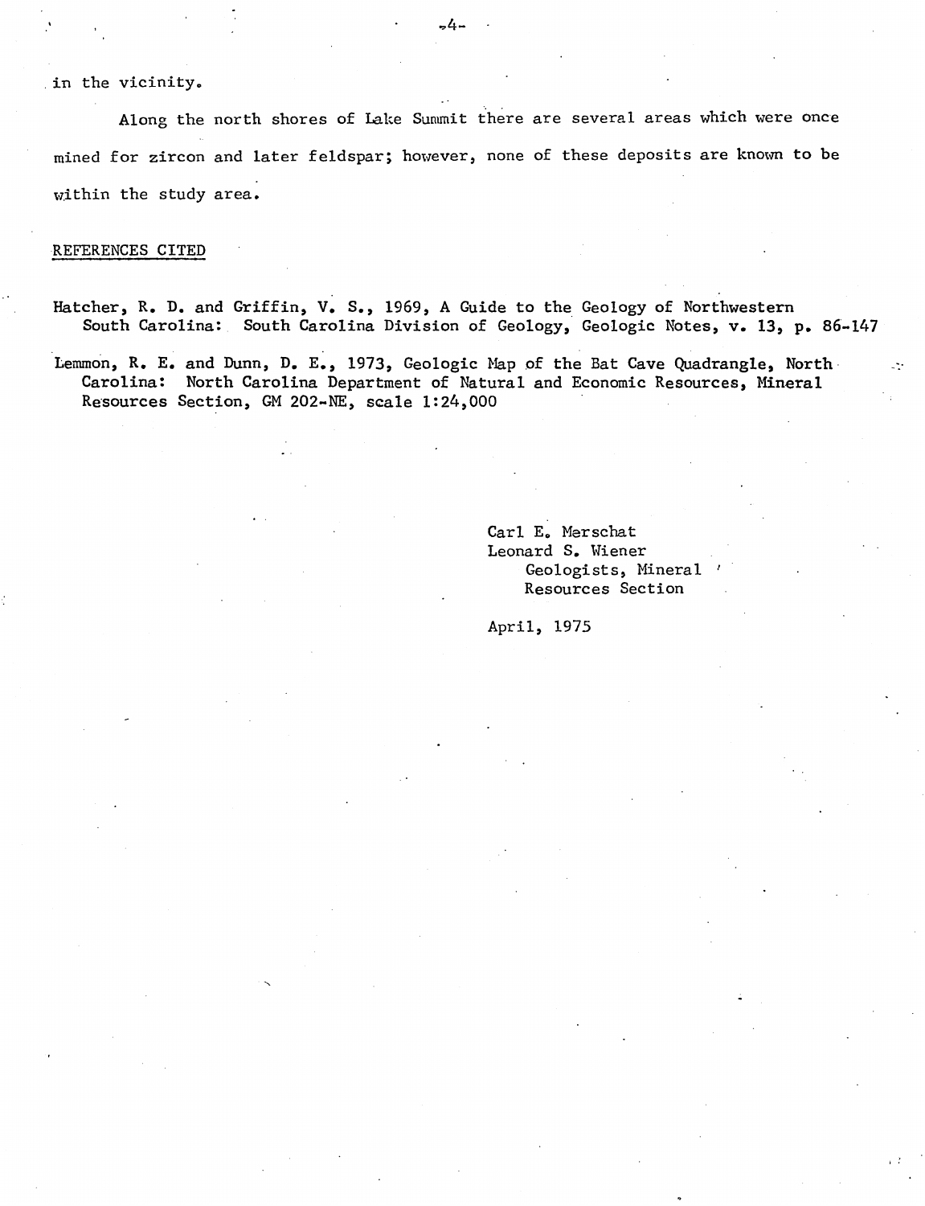in the vicinity.

Along the north shores of Lake Summit there are several areas which were once mined for zircon and later feldspar; however, none of these deposits are known to be within the study area.

## REFERENCES CITED

Hatcher, R. D. and Griffin, V. S., 1969, A Guide to the Geology of Northwestern South Carolina: South Carolina Division of Geology, Geologic Notes, v. 13, p. 86-147

Lemmon, R. E. and Dunn, D. E., 1973, Geologic Map of the Bat Cave Quadrangle, North Carolina: North Carolina Department of Natural and Economic Resources, Mineral Resources Section, GM 202-NE, scale 1:24,000

Carl E. Merschat
Leonard S. Wiener
Geologists, Mineral Resources Section

April, 1975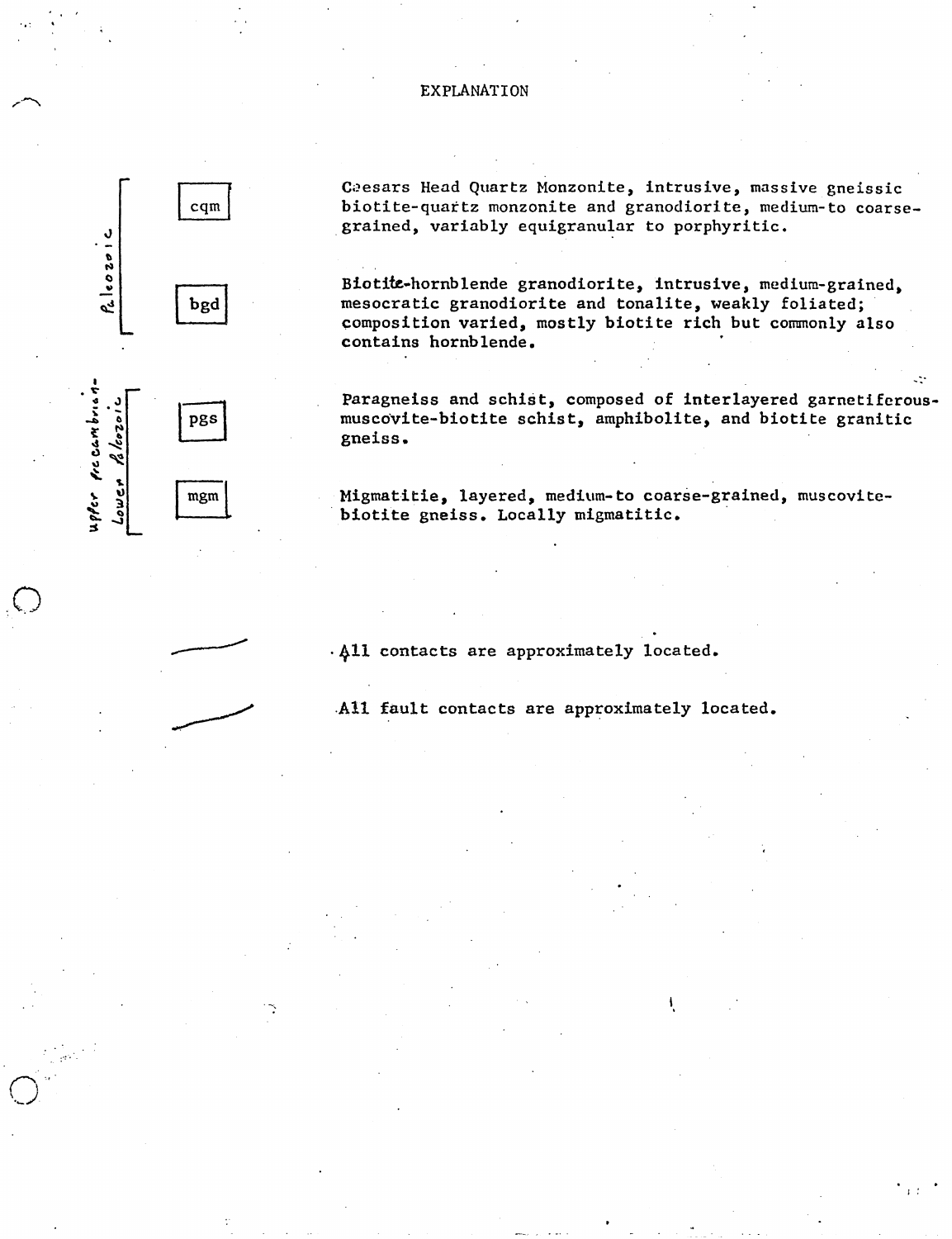# EXPLANATION

**Paleozoic**

**cqm** — Caesars Head Quartz Monzonite, intrusive, massive gneissic biotite-quartz monzonite and granodiorite, medium-to coarse-grained, variably equigranular to porphyritic.

**bgd** — Biotite-hornblende granodiorite, intrusive, medium-grained, mesocratic granodiorite and tonalite, weakly foliated; composition varied, mostly biotite rich but commonly also contains hornblende.

**Upper Precambrian-Lower Paleozoic**

**pgs** — Paragneiss and schist, composed of interlayered garnetiferous-muscovite-biotite schist, amphibolite, and biotite granitic gneiss.

**mgm** — Migmatitie, layered, medium-to coarse-grained, muscovite-biotite gneiss. Locally migmatitic.

All contacts are approximately located.

All fault contacts are approximately located.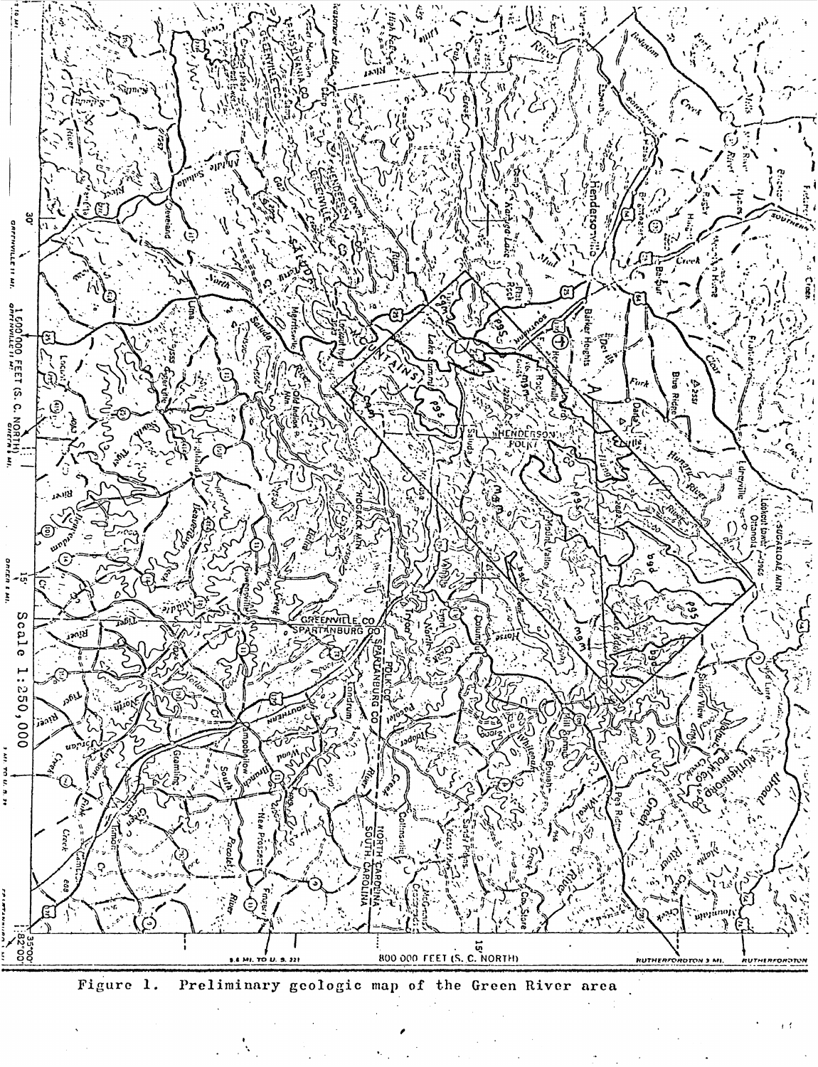Figure 1. Preliminary geologic map of the Green River area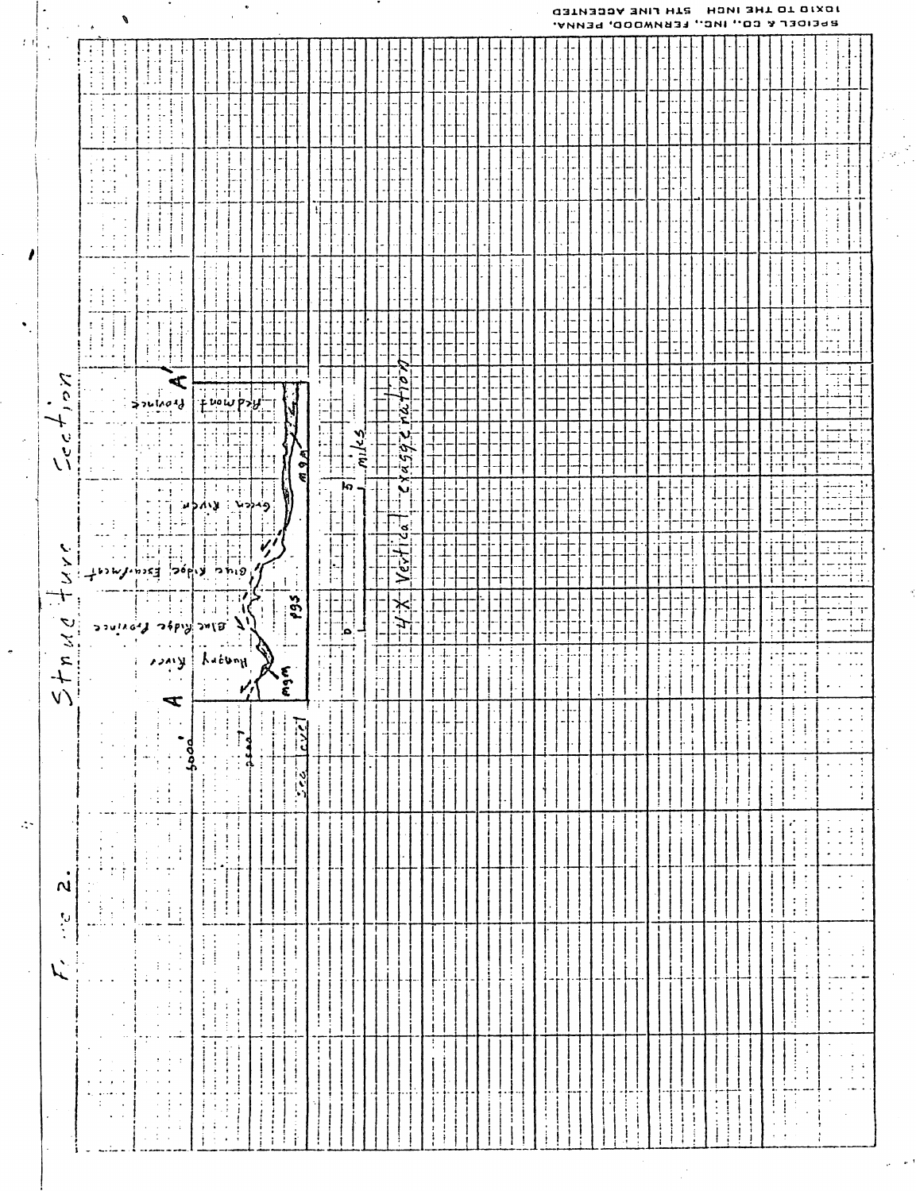Fig. 2. Structure Section

A

A'

5000'

2000'

Sea Level

Hungry River

Blue Ridge Province

Blue Ridge Escarpment

Green River

Piedmont Province

mgm

bgs

mgn

0

5 miles

4X Vertical exaggeration